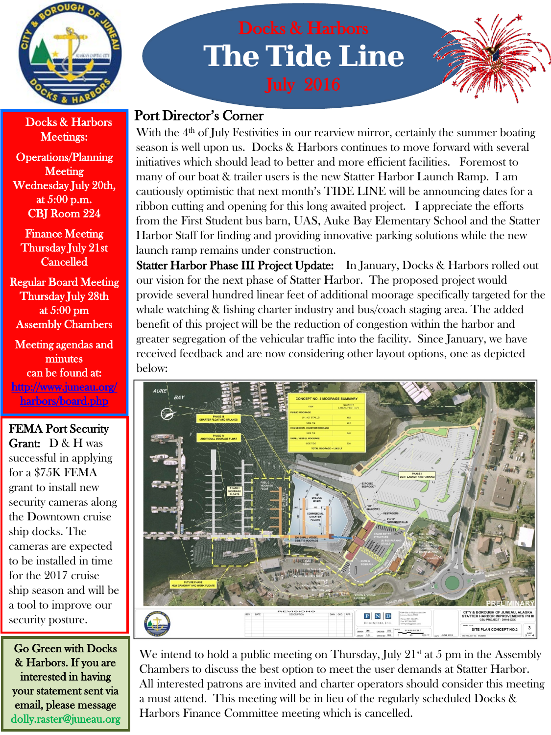# Docks & Harbors

# The Tide Line

## July 2016

**Docks & Harbors Meetings:**

**Operations/Planning Meeting**
Wednesday July 20th, at 5:00 p.m.
CBJ Room 224

**Finance Meeting**
Thursday July 21st
Cancelled

**Regular Board Meeting**
Thursday July 28th
at 5:00 pm
Assembly Chambers

Meeting agendas and minutes can be found at:
http://www.juneau.org/harbors/board.php

**FEMA Port Security Grant:** D & H was successful in applying for a $75K FEMA grant to install new security cameras along the Downtown cruise ship docks. The cameras are expected to be installed in time for the 2017 cruise ship season and will be a tool to improve our security posture.

Go Green with Docks & Harbors. If you are interested in having your statement sent via email, please message dolly.raster@juneau.org

## Port Director's Corner

With the 4th of July Festivities in our rearview mirror, certainly the summer boating season is well upon us. Docks & Harbors continues to move forward with several initiatives which should lead to better and more efficient facilities. Foremost to many of our boat & trailer users is the new Statter Harbor Launch Ramp. I am cautiously optimistic that next month's TIDE LINE will be announcing dates for a ribbon cutting and opening for this long awaited project. I appreciate the efforts from the First Student bus barn, UAS, Auke Bay Elementary School and the Statter Harbor Staff for finding and providing innovative parking solutions while the new launch ramp remains under construction.

**Statter Harbor Phase III Project Update:** In January, Docks & Harbors rolled out our vision for the next phase of Statter Harbor. The proposed project would provide several hundred linear feet of additional moorage specifically targeted for the whale watching & fishing charter industry and bus/coach staging area. The added benefit of this project will be the reduction of congestion within the harbor and greater segregation of the vehicular traffic into the facility. Since January, we have received feedback and are now considering other layout options, one as depicted below:

We intend to hold a public meeting on Thursday, July 21st at 5 pm in the Assembly Chambers to discuss the best option to meet the user demands at Statter Harbor. All interested patrons are invited and charter operators should consider this meeting a must attend. This meeting will be in lieu of the regularly scheduled Docks & Harbors Finance Committee meeting which is cancelled.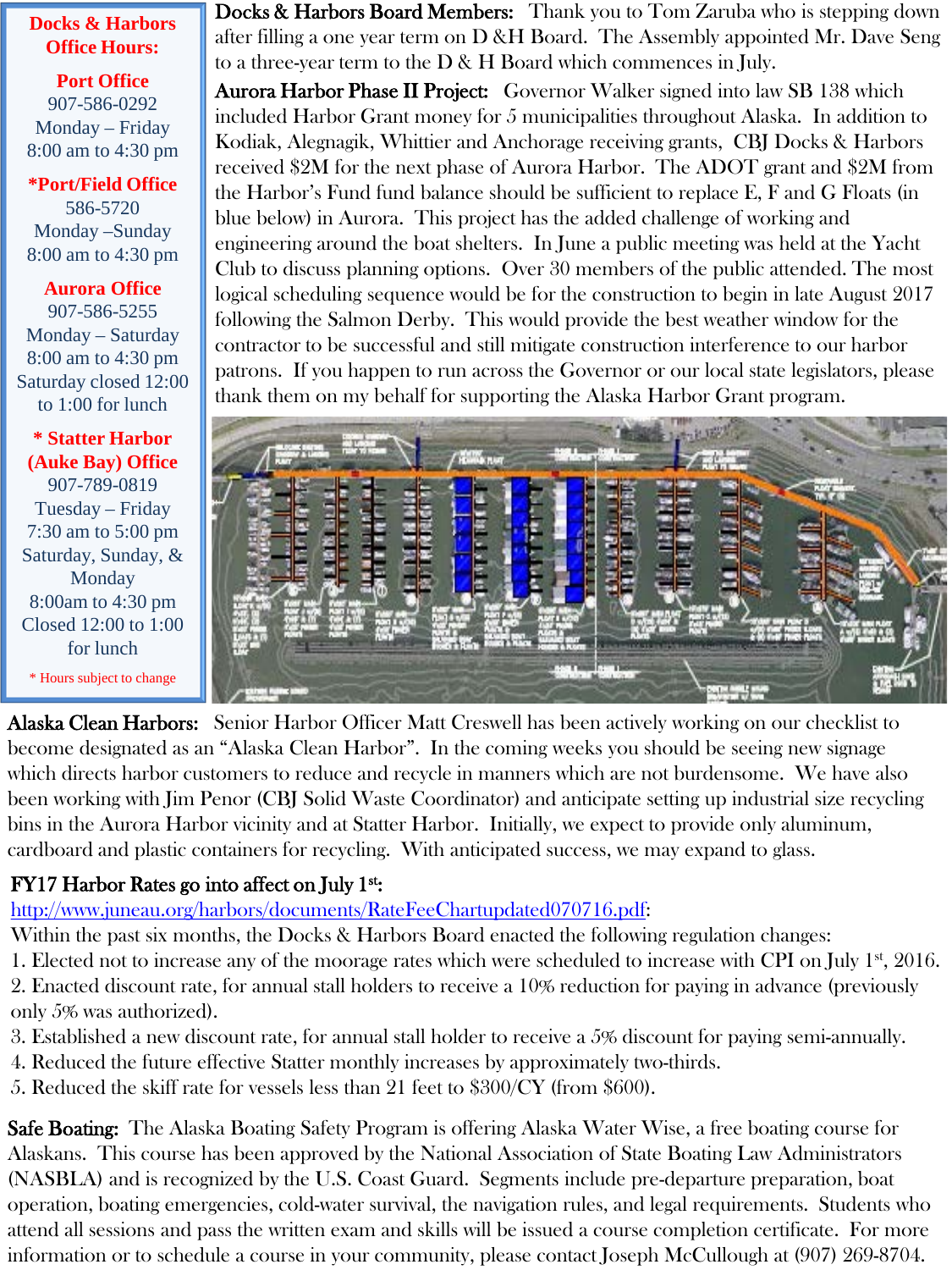**Docks & Harbors Office Hours:**

**Port Office**
907-586-0292
Monday – Friday
8:00 am to 4:30 pm

**\*Port/Field Office**
586-5720
Monday –Sunday
8:00 am to 4:30 pm

**Aurora Office**
907-586-5255
Monday – Saturday
8:00 am to 4:30 pm
Saturday closed 12:00 to 1:00 for lunch

**\* Statter Harbor (Auke Bay) Office**
907-789-0819
Tuesday – Friday
7:30 am to 5:00 pm
Saturday, Sunday, & Monday
8:00am to 4:30 pm
Closed 12:00 to 1:00 for lunch

\* Hours subject to change

**Docks & Harbors Board Members:** Thank you to Tom Zaruba who is stepping down after filling a one year term on D &H Board. The Assembly appointed Mr. Dave Seng to a three-year term to the D & H Board which commences in July.

**Aurora Harbor Phase II Project:** Governor Walker signed into law SB 138 which included Harbor Grant money for 5 municipalities throughout Alaska. In addition to Kodiak, Alegnagik, Whittier and Anchorage receiving grants, CBJ Docks & Harbors received $2M for the next phase of Aurora Harbor. The ADOT grant and $2M from the Harbor's Fund fund balance should be sufficient to replace E, F and G Floats (in blue below) in Aurora. This project has the added challenge of working and engineering around the boat shelters. In June a public meeting was held at the Yacht Club to discuss planning options. Over 30 members of the public attended. The most logical scheduling sequence would be for the construction to begin in late August 2017 following the Salmon Derby. This would provide the best weather window for the contractor to be successful and still mitigate construction interference to our harbor patrons. If you happen to run across the Governor or our local state legislators, please thank them on my behalf for supporting the Alaska Harbor Grant program.

**Alaska Clean Harbors:** Senior Harbor Officer Matt Creswell has been actively working on our checklist to become designated as an "Alaska Clean Harbor". In the coming weeks you should be seeing new signage which directs harbor customers to reduce and recycle in manners which are not burdensome. We have also been working with Jim Penor (CBJ Solid Waste Coordinator) and anticipate setting up industrial size recycling bins in the Aurora Harbor vicinity and at Statter Harbor. Initially, we expect to provide only aluminum, cardboard and plastic containers for recycling. With anticipated success, we may expand to glass.

**FY17 Harbor Rates go into affect on July 1st:**
http://www.juneau.org/harbors/documents/RateFeeChartupdated070716.pdf:
Within the past six months, the Docks & Harbors Board enacted the following regulation changes:

1. Elected not to increase any of the moorage rates which were scheduled to increase with CPI on July 1st, 2016.
2. Enacted discount rate, for annual stall holders to receive a 10% reduction for paying in advance (previously only 5% was authorized).
3. Established a new discount rate, for annual stall holder to receive a 5% discount for paying semi-annually.
4. Reduced the future effective Statter monthly increases by approximately two-thirds.
5. Reduced the skiff rate for vessels less than 21 feet to $300/CY (from $600).

**Safe Boating:** The Alaska Boating Safety Program is offering Alaska Water Wise, a free boating course for Alaskans. This course has been approved by the National Association of State Boating Law Administrators (NASBLA) and is recognized by the U.S. Coast Guard. Segments include pre-departure preparation, boat operation, boating emergencies, cold-water survival, the navigation rules, and legal requirements. Students who attend all sessions and pass the written exam and skills will be issued a course completion certificate. For more information or to schedule a course in your community, please contact Joseph McCullough at (907) 269-8704.